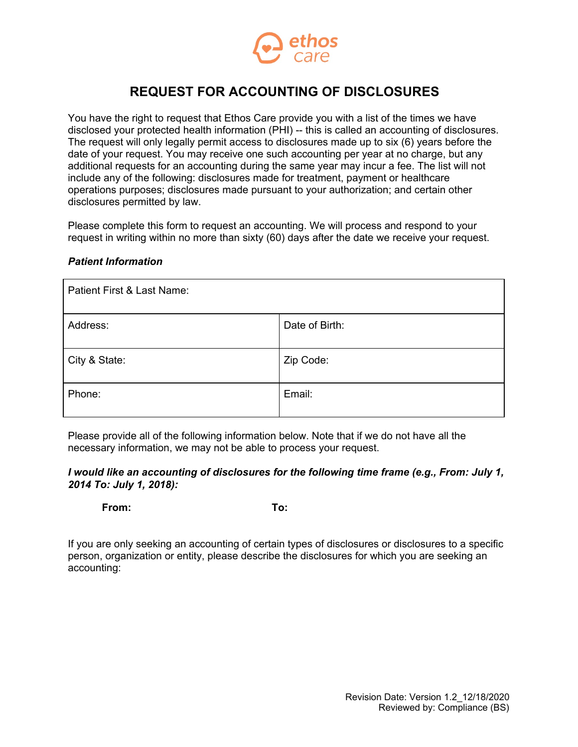ethos care

# REQUEST FOR ACCOUNTING OF DISCLOSURES

You have the right to request that Ethos Care provide you with a list of the times we have disclosed your protected health information (PHI) -- this is called an accounting of disclosures. The request will only legally permit access to disclosures made up to six (6) years before the date of your request. You may receive one such accounting per year at no charge, but any additional requests for an accounting during the same year may incur a fee. The list will not include any of the following: disclosures made for treatment, payment or healthcare operations purposes; disclosures made pursuant to your authorization; and certain other disclosures permitted by law.

Please complete this form to request an accounting. We will process and respond to your request in writing within no more than sixty (60) days after the date we receive your request.

***Patient Information***

| Patient First & Last Name: | |
|---|---|
| Address: | Date of Birth: |
| City & State: | Zip Code: |
| Phone: | Email: |

Please provide all of the following information below. Note that if we do not have all the necessary information, we may not be able to process your request.

***I would like an accounting of disclosures for the following time frame (e.g., From: July 1, 2014 To: July 1, 2018):***

**From:** **To:**

If you are only seeking an accounting of certain types of disclosures or disclosures to a specific person, organization or entity, please describe the disclosures for which you are seeking an accounting:

Revision Date: Version 1.2_12/18/2020
Reviewed by: Compliance (BS)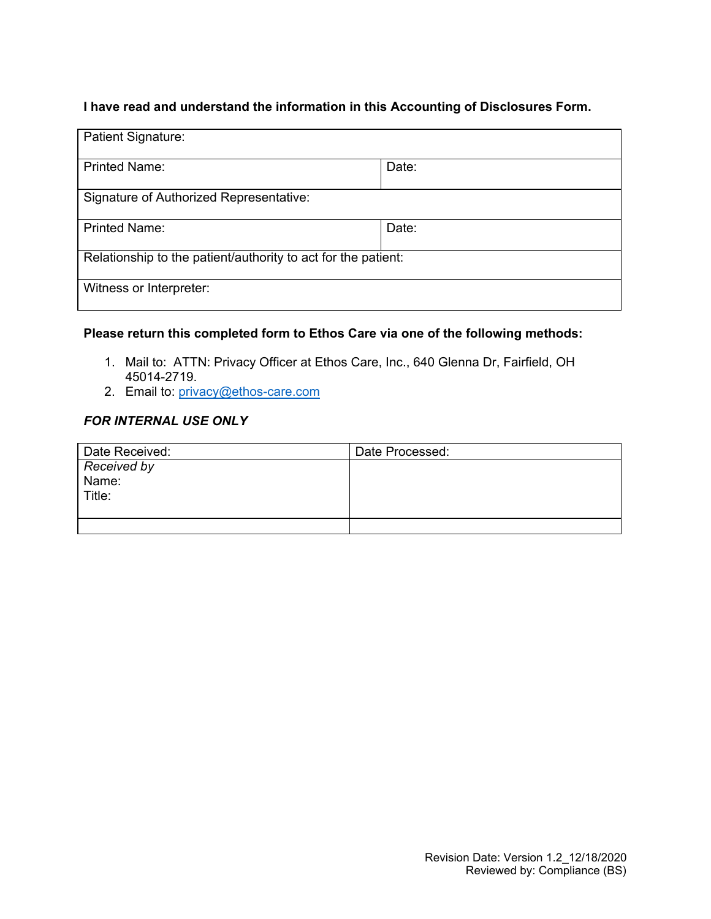**I have read and understand the information in this Accounting of Disclosures Form.**

| | |
|---|---|
| Patient Signature: | |
| Printed Name: | Date: |
| Signature of Authorized Representative: | |
| Printed Name: | Date: |
| Relationship to the patient/authority to act for the patient: | |
| Witness or Interpreter: | |

**Please return this completed form to Ethos Care via one of the following methods:**

1. Mail to: ATTN: Privacy Officer at Ethos Care, Inc., 640 Glenna Dr, Fairfield, OH 45014-2719.
2. Email to: privacy@ethos-care.com

***FOR INTERNAL USE ONLY***

| Date Received: | Date Processed: |
|---|---|
| *Received by*<br>Name:<br>Title: | |
| | |

Revision Date: Version 1.2_12/18/2020
Reviewed by: Compliance (BS)